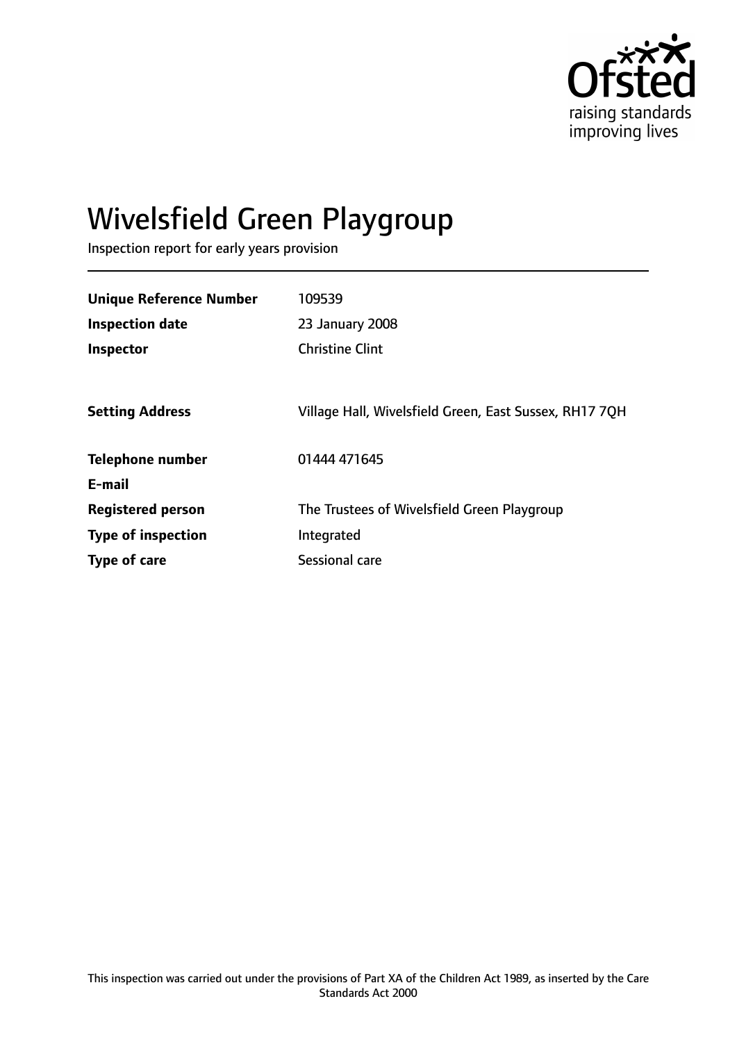# Wivelsfield Green Playgroup

Inspection report for early years provision

| | |
|---|---|
| **Unique Reference Number** | 109539 |
| **Inspection date** | 23 January 2008 |
| **Inspector** | Christine Clint |
| | |
| **Setting Address** | Village Hall, Wivelsfield Green, East Sussex, RH17 7QH |
| | |
| **Telephone number** | 01444 471645 |
| **E-mail** | |
| **Registered person** | The Trustees of Wivelsfield Green Playgroup |
| **Type of inspection** | Integrated |
| **Type of care** | Sessional care |

This inspection was carried out under the provisions of Part XA of the Children Act 1989, as inserted by the Care Standards Act 2000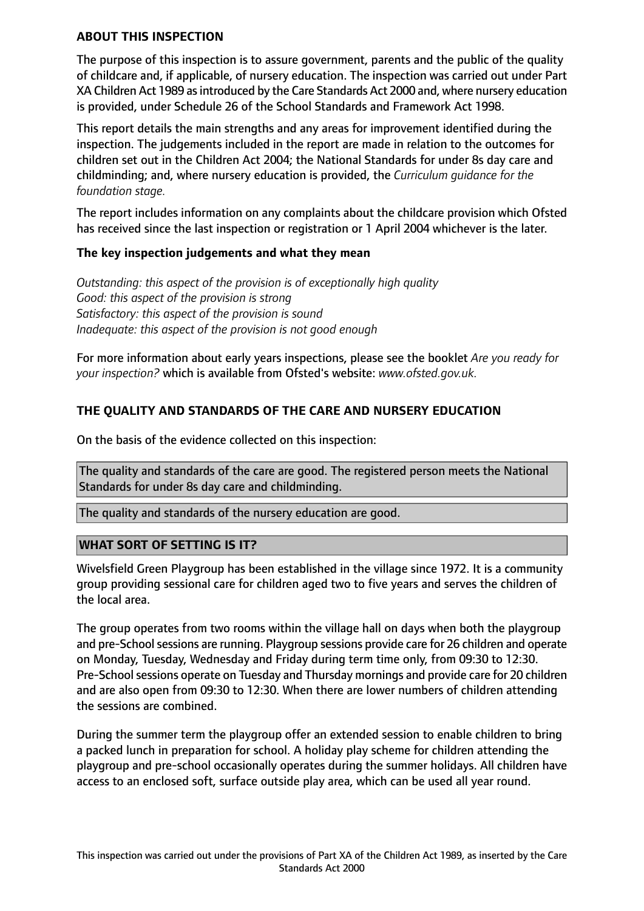## ABOUT THIS INSPECTION

The purpose of this inspection is to assure government, parents and the public of the quality of childcare and, if applicable, of nursery education. The inspection was carried out under Part XA Children Act 1989 as introduced by the Care Standards Act 2000 and, where nursery education is provided, under Schedule 26 of the School Standards and Framework Act 1998.

This report details the main strengths and any areas for improvement identified during the inspection. The judgements included in the report are made in relation to the outcomes for children set out in the Children Act 2004; the National Standards for under 8s day care and childminding; and, where nursery education is provided, the *Curriculum guidance for the foundation stage.*

The report includes information on any complaints about the childcare provision which Ofsted has received since the last inspection or registration or 1 April 2004 whichever is the later.

### The key inspection judgements and what they mean

*Outstanding: this aspect of the provision is of exceptionally high quality*
*Good: this aspect of the provision is strong*
*Satisfactory: this aspect of the provision is sound*
*Inadequate: this aspect of the provision is not good enough*

For more information about early years inspections, please see the booklet *Are you ready for your inspection?* which is available from Ofsted's website: *www.ofsted.gov.uk.*

## THE QUALITY AND STANDARDS OF THE CARE AND NURSERY EDUCATION

On the basis of the evidence collected on this inspection:

The quality and standards of the care are good. The registered person meets the National Standards for under 8s day care and childminding.

The quality and standards of the nursery education are good.

## WHAT SORT OF SETTING IS IT?

Wivelsfield Green Playgroup has been established in the village since 1972. It is a community group providing sessional care for children aged two to five years and serves the children of the local area.

The group operates from two rooms within the village hall on days when both the playgroup and pre-School sessions are running. Playgroup sessions provide care for 26 children and operate on Monday, Tuesday, Wednesday and Friday during term time only, from 09:30 to 12:30. Pre-School sessions operate on Tuesday and Thursday mornings and provide care for 20 children and are also open from 09:30 to 12:30. When there are lower numbers of children attending the sessions are combined.

During the summer term the playgroup offer an extended session to enable children to bring a packed lunch in preparation for school. A holiday play scheme for children attending the playgroup and pre-school occasionally operates during the summer holidays. All children have access to an enclosed soft, surface outside play area, which can be used all year round.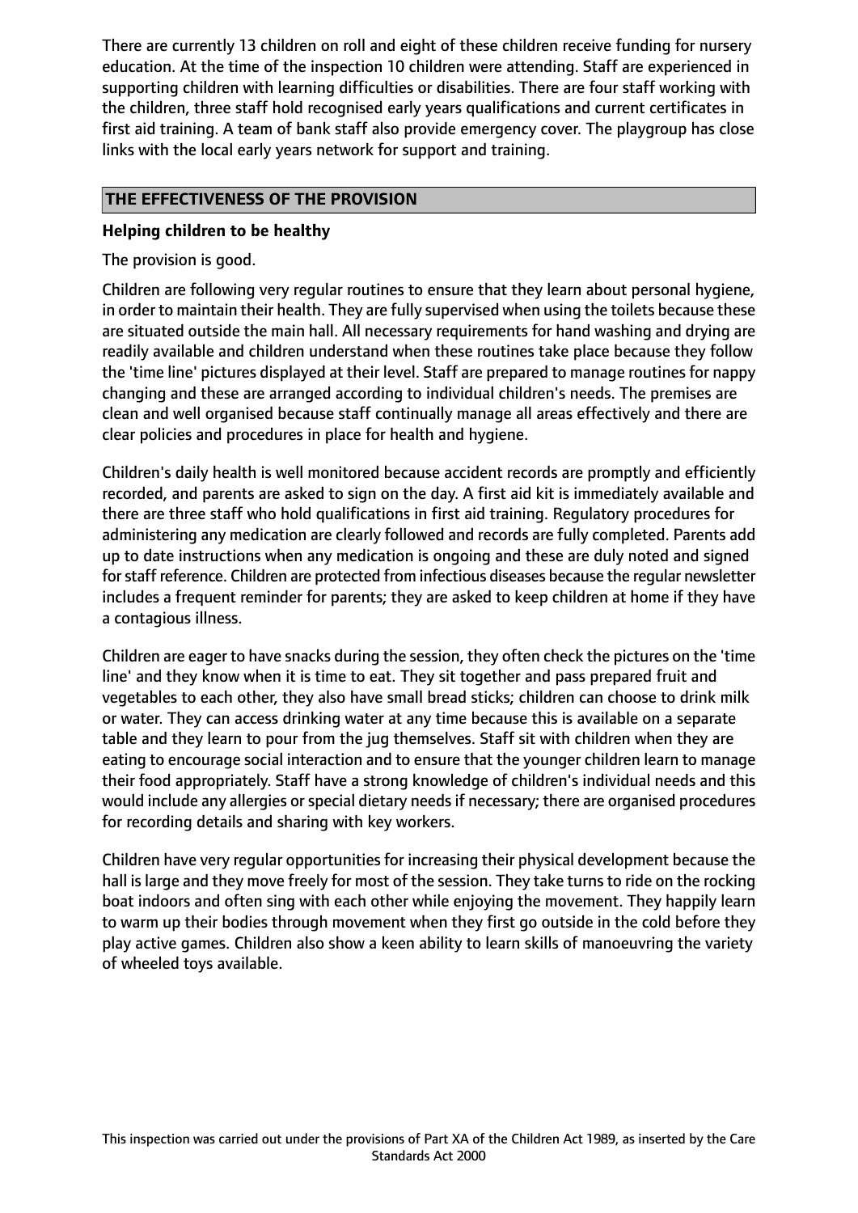There are currently 13 children on roll and eight of these children receive funding for nursery education. At the time of the inspection 10 children were attending. Staff are experienced in supporting children with learning difficulties or disabilities. There are four staff working with the children, three staff hold recognised early years qualifications and current certificates in first aid training. A team of bank staff also provide emergency cover. The playgroup has close links with the local early years network for support and training.

## THE EFFECTIVENESS OF THE PROVISION

### Helping children to be healthy

The provision is good.

Children are following very regular routines to ensure that they learn about personal hygiene, in order to maintain their health. They are fully supervised when using the toilets because these are situated outside the main hall. All necessary requirements for hand washing and drying are readily available and children understand when these routines take place because they follow the 'time line' pictures displayed at their level. Staff are prepared to manage routines for nappy changing and these are arranged according to individual children's needs. The premises are clean and well organised because staff continually manage all areas effectively and there are clear policies and procedures in place for health and hygiene.

Children's daily health is well monitored because accident records are promptly and efficiently recorded, and parents are asked to sign on the day. A first aid kit is immediately available and there are three staff who hold qualifications in first aid training. Regulatory procedures for administering any medication are clearly followed and records are fully completed. Parents add up to date instructions when any medication is ongoing and these are duly noted and signed for staff reference. Children are protected from infectious diseases because the regular newsletter includes a frequent reminder for parents; they are asked to keep children at home if they have a contagious illness.

Children are eager to have snacks during the session, they often check the pictures on the 'time line' and they know when it is time to eat. They sit together and pass prepared fruit and vegetables to each other, they also have small bread sticks; children can choose to drink milk or water. They can access drinking water at any time because this is available on a separate table and they learn to pour from the jug themselves. Staff sit with children when they are eating to encourage social interaction and to ensure that the younger children learn to manage their food appropriately. Staff have a strong knowledge of children's individual needs and this would include any allergies or special dietary needs if necessary; there are organised procedures for recording details and sharing with key workers.

Children have very regular opportunities for increasing their physical development because the hall is large and they move freely for most of the session. They take turns to ride on the rocking boat indoors and often sing with each other while enjoying the movement. They happily learn to warm up their bodies through movement when they first go outside in the cold before they play active games. Children also show a keen ability to learn skills of manoeuvring the variety of wheeled toys available.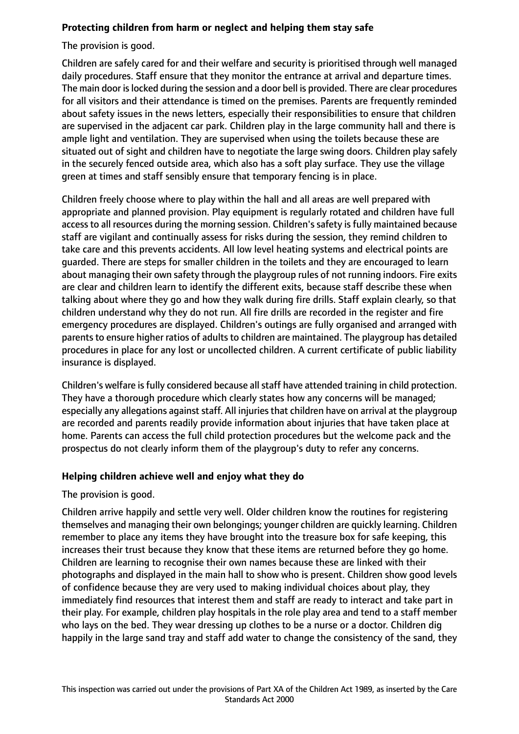**Protecting children from harm or neglect and helping them stay safe**

The provision is good.

Children are safely cared for and their welfare and security is prioritised through well managed daily procedures. Staff ensure that they monitor the entrance at arrival and departure times. The main door is locked during the session and a door bell is provided. There are clear procedures for all visitors and their attendance is timed on the premises. Parents are frequently reminded about safety issues in the news letters, especially their responsibilities to ensure that children are supervised in the adjacent car park. Children play in the large community hall and there is ample light and ventilation. They are supervised when using the toilets because these are situated out of sight and children have to negotiate the large swing doors. Children play safely in the securely fenced outside area, which also has a soft play surface. They use the village green at times and staff sensibly ensure that temporary fencing is in place.

Children freely choose where to play within the hall and all areas are well prepared with appropriate and planned provision. Play equipment is regularly rotated and children have full access to all resources during the morning session. Children's safety is fully maintained because staff are vigilant and continually assess for risks during the session, they remind children to take care and this prevents accidents. All low level heating systems and electrical points are guarded. There are steps for smaller children in the toilets and they are encouraged to learn about managing their own safety through the playgroup rules of not running indoors. Fire exits are clear and children learn to identify the different exits, because staff describe these when talking about where they go and how they walk during fire drills. Staff explain clearly, so that children understand why they do not run. All fire drills are recorded in the register and fire emergency procedures are displayed. Children's outings are fully organised and arranged with parents to ensure higher ratios of adults to children are maintained. The playgroup has detailed procedures in place for any lost or uncollected children. A current certificate of public liability insurance is displayed.

Children's welfare is fully considered because all staff have attended training in child protection. They have a thorough procedure which clearly states how any concerns will be managed; especially any allegations against staff. All injuries that children have on arrival at the playgroup are recorded and parents readily provide information about injuries that have taken place at home. Parents can access the full child protection procedures but the welcome pack and the prospectus do not clearly inform them of the playgroup's duty to refer any concerns.

**Helping children achieve well and enjoy what they do**

The provision is good.

Children arrive happily and settle very well. Older children know the routines for registering themselves and managing their own belongings; younger children are quickly learning. Children remember to place any items they have brought into the treasure box for safe keeping, this increases their trust because they know that these items are returned before they go home. Children are learning to recognise their own names because these are linked with their photographs and displayed in the main hall to show who is present. Children show good levels of confidence because they are very used to making individual choices about play, they immediately find resources that interest them and staff are ready to interact and take part in their play. For example, children play hospitals in the role play area and tend to a staff member who lays on the bed. They wear dressing up clothes to be a nurse or a doctor. Children dig happily in the large sand tray and staff add water to change the consistency of the sand, they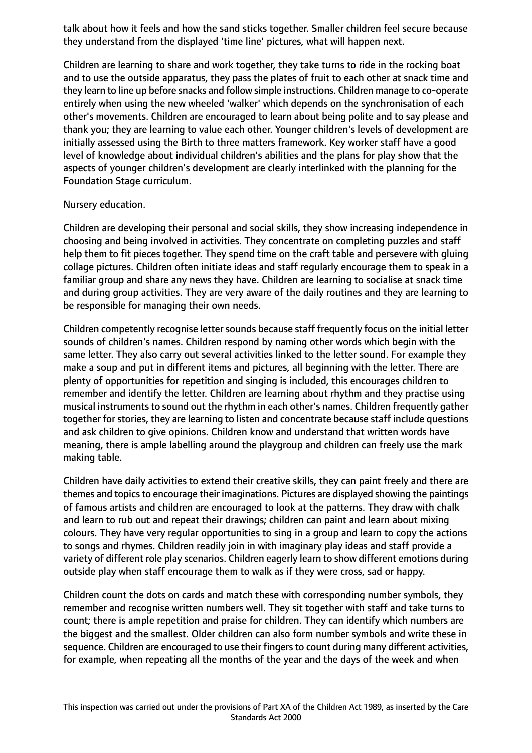talk about how it feels and how the sand sticks together. Smaller children feel secure because they understand from the displayed 'time line' pictures, what will happen next.

Children are learning to share and work together, they take turns to ride in the rocking boat and to use the outside apparatus, they pass the plates of fruit to each other at snack time and they learn to line up before snacks and follow simple instructions. Children manage to co-operate entirely when using the new wheeled 'walker' which depends on the synchronisation of each other's movements. Children are encouraged to learn about being polite and to say please and thank you; they are learning to value each other. Younger children's levels of development are initially assessed using the Birth to three matters framework. Key worker staff have a good level of knowledge about individual children's abilities and the plans for play show that the aspects of younger children's development are clearly interlinked with the planning for the Foundation Stage curriculum.

Nursery education.

Children are developing their personal and social skills, they show increasing independence in choosing and being involved in activities. They concentrate on completing puzzles and staff help them to fit pieces together. They spend time on the craft table and persevere with gluing collage pictures. Children often initiate ideas and staff regularly encourage them to speak in a familiar group and share any news they have. Children are learning to socialise at snack time and during group activities. They are very aware of the daily routines and they are learning to be responsible for managing their own needs.

Children competently recognise letter sounds because staff frequently focus on the initial letter sounds of children's names. Children respond by naming other words which begin with the same letter. They also carry out several activities linked to the letter sound. For example they make a soup and put in different items and pictures, all beginning with the letter. There are plenty of opportunities for repetition and singing is included, this encourages children to remember and identify the letter. Children are learning about rhythm and they practise using musical instruments to sound out the rhythm in each other's names. Children frequently gather together for stories, they are learning to listen and concentrate because staff include questions and ask children to give opinions. Children know and understand that written words have meaning, there is ample labelling around the playgroup and children can freely use the mark making table.

Children have daily activities to extend their creative skills, they can paint freely and there are themes and topics to encourage their imaginations. Pictures are displayed showing the paintings of famous artists and children are encouraged to look at the patterns. They draw with chalk and learn to rub out and repeat their drawings; children can paint and learn about mixing colours. They have very regular opportunities to sing in a group and learn to copy the actions to songs and rhymes. Children readily join in with imaginary play ideas and staff provide a variety of different role play scenarios. Children eagerly learn to show different emotions during outside play when staff encourage them to walk as if they were cross, sad or happy.

Children count the dots on cards and match these with corresponding number symbols, they remember and recognise written numbers well. They sit together with staff and take turns to count; there is ample repetition and praise for children. They can identify which numbers are the biggest and the smallest. Older children can also form number symbols and write these in sequence. Children are encouraged to use their fingers to count during many different activities, for example, when repeating all the months of the year and the days of the week and when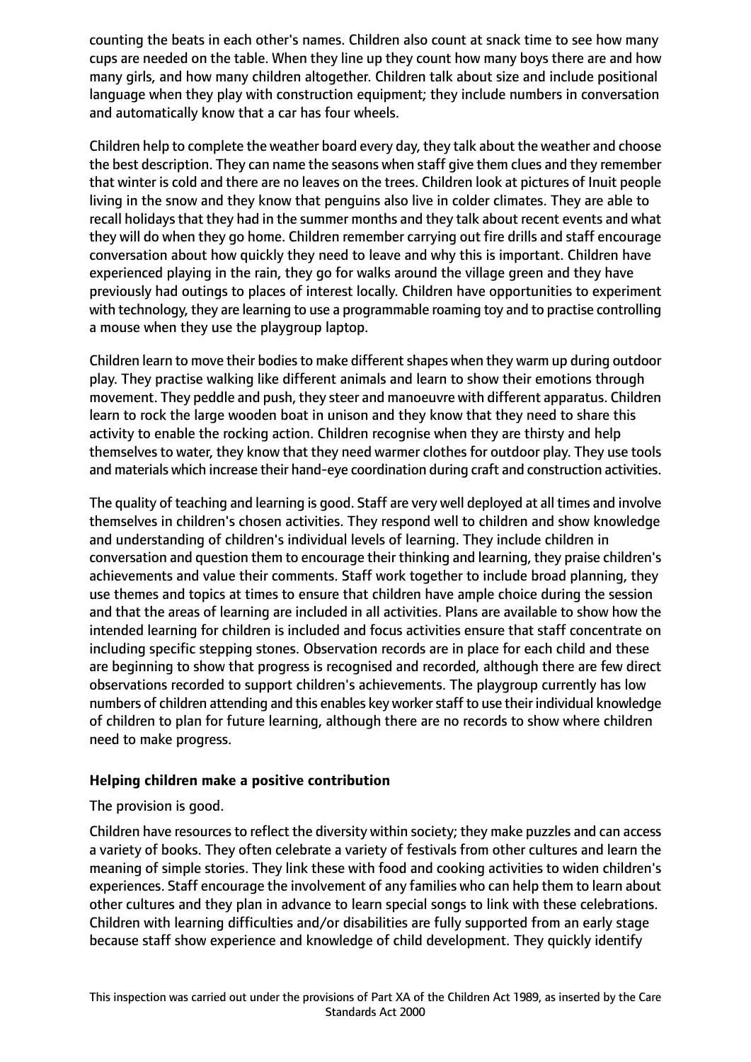counting the beats in each other's names. Children also count at snack time to see how many cups are needed on the table. When they line up they count how many boys there are and how many girls, and how many children altogether. Children talk about size and include positional language when they play with construction equipment; they include numbers in conversation and automatically know that a car has four wheels.

Children help to complete the weather board every day, they talk about the weather and choose the best description. They can name the seasons when staff give them clues and they remember that winter is cold and there are no leaves on the trees. Children look at pictures of Inuit people living in the snow and they know that penguins also live in colder climates. They are able to recall holidays that they had in the summer months and they talk about recent events and what they will do when they go home. Children remember carrying out fire drills and staff encourage conversation about how quickly they need to leave and why this is important. Children have experienced playing in the rain, they go for walks around the village green and they have previously had outings to places of interest locally. Children have opportunities to experiment with technology, they are learning to use a programmable roaming toy and to practise controlling a mouse when they use the playgroup laptop.

Children learn to move their bodies to make different shapes when they warm up during outdoor play. They practise walking like different animals and learn to show their emotions through movement. They peddle and push, they steer and manoeuvre with different apparatus. Children learn to rock the large wooden boat in unison and they know that they need to share this activity to enable the rocking action. Children recognise when they are thirsty and help themselves to water, they know that they need warmer clothes for outdoor play. They use tools and materials which increase their hand-eye coordination during craft and construction activities.

The quality of teaching and learning is good. Staff are very well deployed at all times and involve themselves in children's chosen activities. They respond well to children and show knowledge and understanding of children's individual levels of learning. They include children in conversation and question them to encourage their thinking and learning, they praise children's achievements and value their comments. Staff work together to include broad planning, they use themes and topics at times to ensure that children have ample choice during the session and that the areas of learning are included in all activities. Plans are available to show how the intended learning for children is included and focus activities ensure that staff concentrate on including specific stepping stones. Observation records are in place for each child and these are beginning to show that progress is recognised and recorded, although there are few direct observations recorded to support children's achievements. The playgroup currently has low numbers of children attending and this enables key worker staff to use their individual knowledge of children to plan for future learning, although there are no records to show where children need to make progress.

## Helping children make a positive contribution

The provision is good.

Children have resources to reflect the diversity within society; they make puzzles and can access a variety of books. They often celebrate a variety of festivals from other cultures and learn the meaning of simple stories. They link these with food and cooking activities to widen children's experiences. Staff encourage the involvement of any families who can help them to learn about other cultures and they plan in advance to learn special songs to link with these celebrations. Children with learning difficulties and/or disabilities are fully supported from an early stage because staff show experience and knowledge of child development. They quickly identify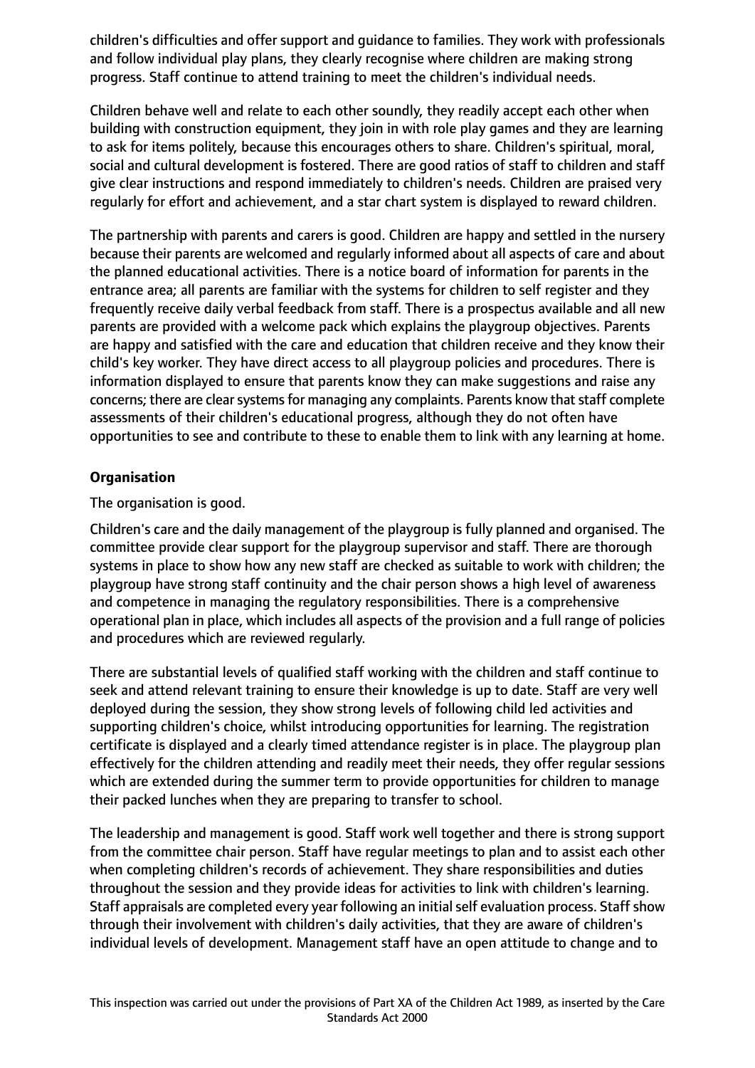children's difficulties and offer support and guidance to families. They work with professionals and follow individual play plans, they clearly recognise where children are making strong progress. Staff continue to attend training to meet the children's individual needs.

Children behave well and relate to each other soundly, they readily accept each other when building with construction equipment, they join in with role play games and they are learning to ask for items politely, because this encourages others to share. Children's spiritual, moral, social and cultural development is fostered. There are good ratios of staff to children and staff give clear instructions and respond immediately to children's needs. Children are praised very regularly for effort and achievement, and a star chart system is displayed to reward children.

The partnership with parents and carers is good. Children are happy and settled in the nursery because their parents are welcomed and regularly informed about all aspects of care and about the planned educational activities. There is a notice board of information for parents in the entrance area; all parents are familiar with the systems for children to self register and they frequently receive daily verbal feedback from staff. There is a prospectus available and all new parents are provided with a welcome pack which explains the playgroup objectives. Parents are happy and satisfied with the care and education that children receive and they know their child's key worker. They have direct access to all playgroup policies and procedures. There is information displayed to ensure that parents know they can make suggestions and raise any concerns; there are clear systems for managing any complaints. Parents know that staff complete assessments of their children's educational progress, although they do not often have opportunities to see and contribute to these to enable them to link with any learning at home.

**Organisation**

The organisation is good.

Children's care and the daily management of the playgroup is fully planned and organised. The committee provide clear support for the playgroup supervisor and staff. There are thorough systems in place to show how any new staff are checked as suitable to work with children; the playgroup have strong staff continuity and the chair person shows a high level of awareness and competence in managing the regulatory responsibilities. There is a comprehensive operational plan in place, which includes all aspects of the provision and a full range of policies and procedures which are reviewed regularly.

There are substantial levels of qualified staff working with the children and staff continue to seek and attend relevant training to ensure their knowledge is up to date. Staff are very well deployed during the session, they show strong levels of following child led activities and supporting children's choice, whilst introducing opportunities for learning. The registration certificate is displayed and a clearly timed attendance register is in place. The playgroup plan effectively for the children attending and readily meet their needs, they offer regular sessions which are extended during the summer term to provide opportunities for children to manage their packed lunches when they are preparing to transfer to school.

The leadership and management is good. Staff work well together and there is strong support from the committee chair person. Staff have regular meetings to plan and to assist each other when completing children's records of achievement. They share responsibilities and duties throughout the session and they provide ideas for activities to link with children's learning. Staff appraisals are completed every year following an initial self evaluation process. Staff show through their involvement with children's daily activities, that they are aware of children's individual levels of development. Management staff have an open attitude to change and to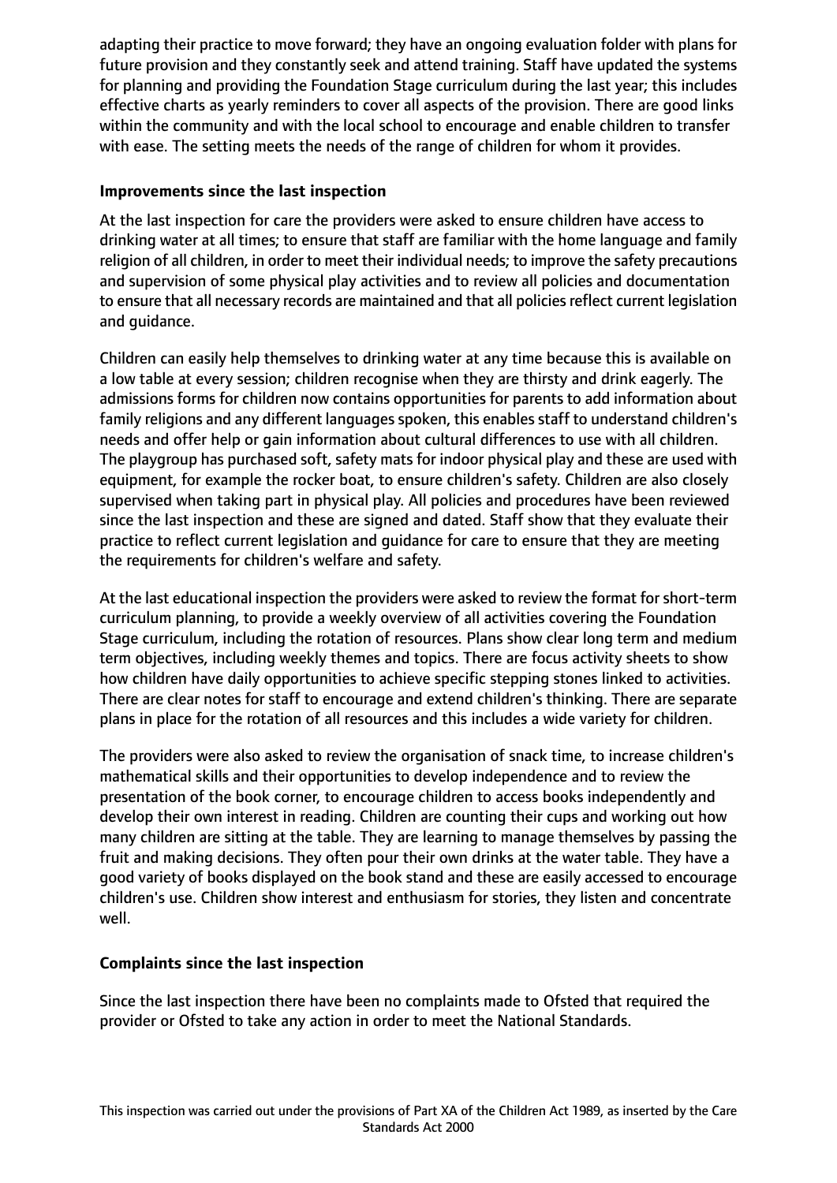adapting their practice to move forward; they have an ongoing evaluation folder with plans for future provision and they constantly seek and attend training. Staff have updated the systems for planning and providing the Foundation Stage curriculum during the last year; this includes effective charts as yearly reminders to cover all aspects of the provision. There are good links within the community and with the local school to encourage and enable children to transfer with ease. The setting meets the needs of the range of children for whom it provides.

**Improvements since the last inspection**

At the last inspection for care the providers were asked to ensure children have access to drinking water at all times; to ensure that staff are familiar with the home language and family religion of all children, in order to meet their individual needs; to improve the safety precautions and supervision of some physical play activities and to review all policies and documentation to ensure that all necessary records are maintained and that all policies reflect current legislation and guidance.

Children can easily help themselves to drinking water at any time because this is available on a low table at every session; children recognise when they are thirsty and drink eagerly. The admissions forms for children now contains opportunities for parents to add information about family religions and any different languages spoken, this enables staff to understand children's needs and offer help or gain information about cultural differences to use with all children. The playgroup has purchased soft, safety mats for indoor physical play and these are used with equipment, for example the rocker boat, to ensure children's safety. Children are also closely supervised when taking part in physical play. All policies and procedures have been reviewed since the last inspection and these are signed and dated. Staff show that they evaluate their practice to reflect current legislation and guidance for care to ensure that they are meeting the requirements for children's welfare and safety.

At the last educational inspection the providers were asked to review the format for short-term curriculum planning, to provide a weekly overview of all activities covering the Foundation Stage curriculum, including the rotation of resources. Plans show clear long term and medium term objectives, including weekly themes and topics. There are focus activity sheets to show how children have daily opportunities to achieve specific stepping stones linked to activities. There are clear notes for staff to encourage and extend children's thinking. There are separate plans in place for the rotation of all resources and this includes a wide variety for children.

The providers were also asked to review the organisation of snack time, to increase children's mathematical skills and their opportunities to develop independence and to review the presentation of the book corner, to encourage children to access books independently and develop their own interest in reading. Children are counting their cups and working out how many children are sitting at the table. They are learning to manage themselves by passing the fruit and making decisions. They often pour their own drinks at the water table. They have a good variety of books displayed on the book stand and these are easily accessed to encourage children's use. Children show interest and enthusiasm for stories, they listen and concentrate well.

**Complaints since the last inspection**

Since the last inspection there have been no complaints made to Ofsted that required the provider or Ofsted to take any action in order to meet the National Standards.

This inspection was carried out under the provisions of Part XA of the Children Act 1989, as inserted by the Care Standards Act 2000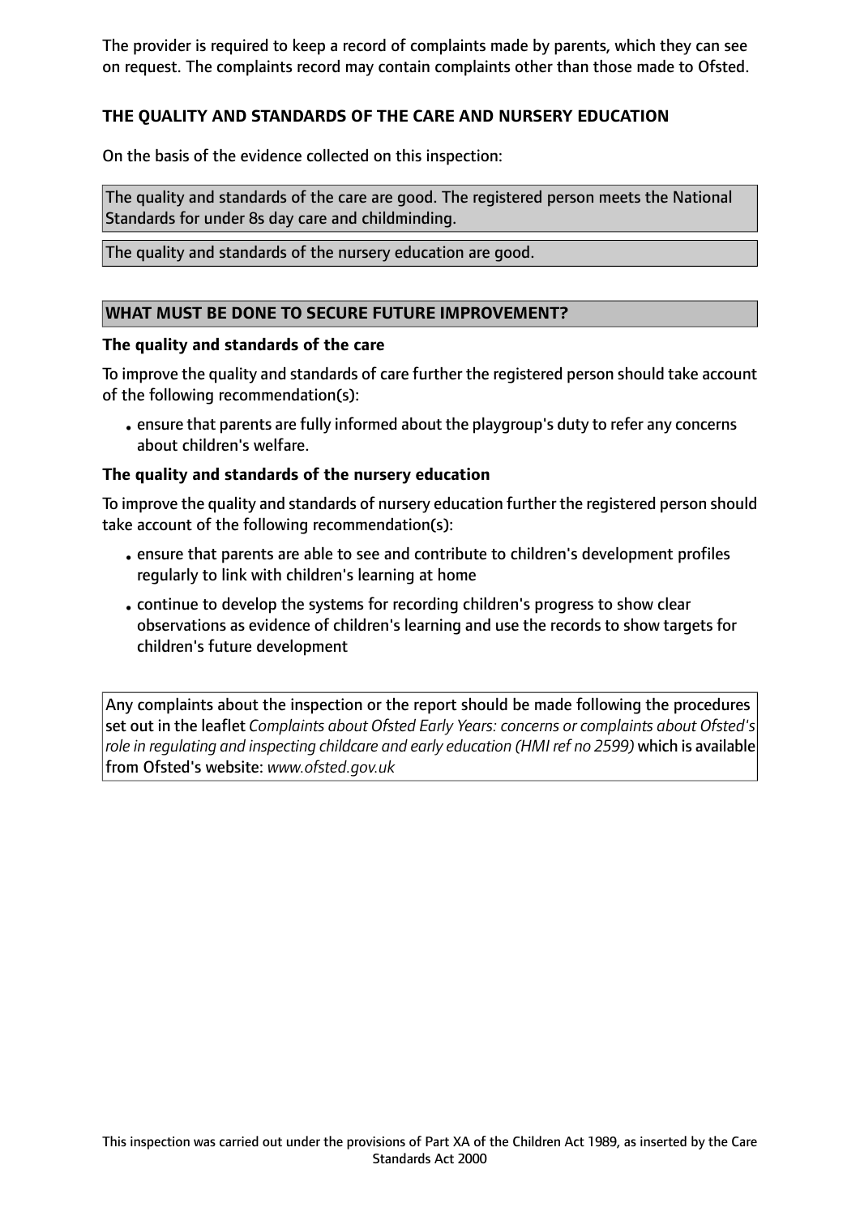The provider is required to keep a record of complaints made by parents, which they can see on request. The complaints record may contain complaints other than those made to Ofsted.

## THE QUALITY AND STANDARDS OF THE CARE AND NURSERY EDUCATION

On the basis of the evidence collected on this inspection:

The quality and standards of the care are good. The registered person meets the National Standards for under 8s day care and childminding.

The quality and standards of the nursery education are good.

## WHAT MUST BE DONE TO SECURE FUTURE IMPROVEMENT?

### The quality and standards of the care

To improve the quality and standards of care further the registered person should take account of the following recommendation(s):

- ensure that parents are fully informed about the playgroup's duty to refer any concerns about children's welfare.

### The quality and standards of the nursery education

To improve the quality and standards of nursery education further the registered person should take account of the following recommendation(s):

- ensure that parents are able to see and contribute to children's development profiles regularly to link with children's learning at home
- continue to develop the systems for recording children's progress to show clear observations as evidence of children's learning and use the records to show targets for children's future development

Any complaints about the inspection or the report should be made following the procedures set out in the leaflet *Complaints about Ofsted Early Years: concerns or complaints about Ofsted's role in regulating and inspecting childcare and early education (HMI ref no 2599)* which is available from Ofsted's website: *www.ofsted.gov.uk*

This inspection was carried out under the provisions of Part XA of the Children Act 1989, as inserted by the Care Standards Act 2000